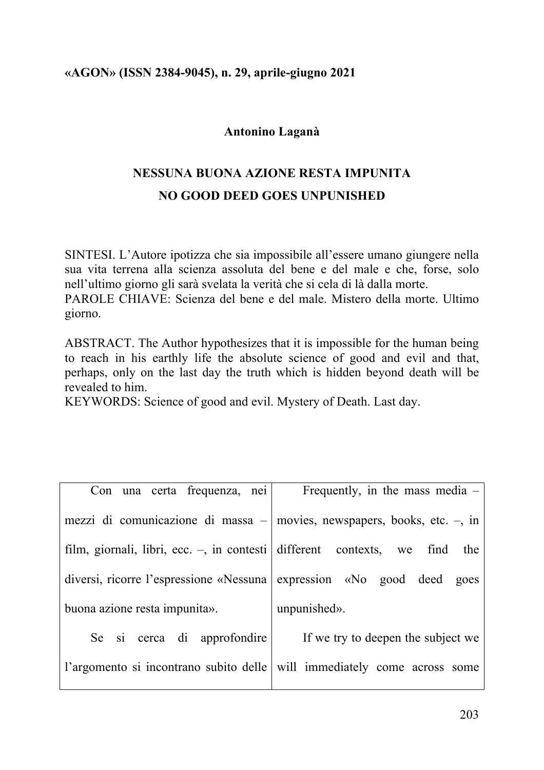**«AGON» (ISSN 2384-9045), n. 29, aprile-giugno 2021**

**Antonino Laganà**

# NESSUNA BUONA AZIONE RESTA IMPUNITA
# NO GOOD DEED GOES UNPUNISHED

SINTESI. L'Autore ipotizza che sia impossibile all'essere umano giungere nella sua vita terrena alla scienza assoluta del bene e del male e che, forse, solo nell'ultimo giorno gli sarà svelata la verità che si cela di là dalla morte.
PAROLE CHIAVE: Scienza del bene e del male. Mistero della morte. Ultimo giorno.

ABSTRACT. The Author hypothesizes that it is impossible for the human being to reach in his earthly life the absolute science of good and evil and that, perhaps, only on the last day the truth which is hidden beyond death will be revealed to him.
KEYWORDS: Science of good and evil. Mystery of Death. Last day.

| | |
|---|---|
| Con una certa frequenza, nei mezzi di comunicazione di massa – film, giornali, libri, ecc. –, in contesti diversi, ricorre l'espressione «Nessuna buona azione resta impunita». | Frequently, in the mass media – movies, newspapers, books, etc. –, in different contexts, we find the expression «No good deed goes unpunished». |
| Se si cerca di approfondire l'argomento si incontrano subito delle | If we try to deepen the subject we will immediately come across some |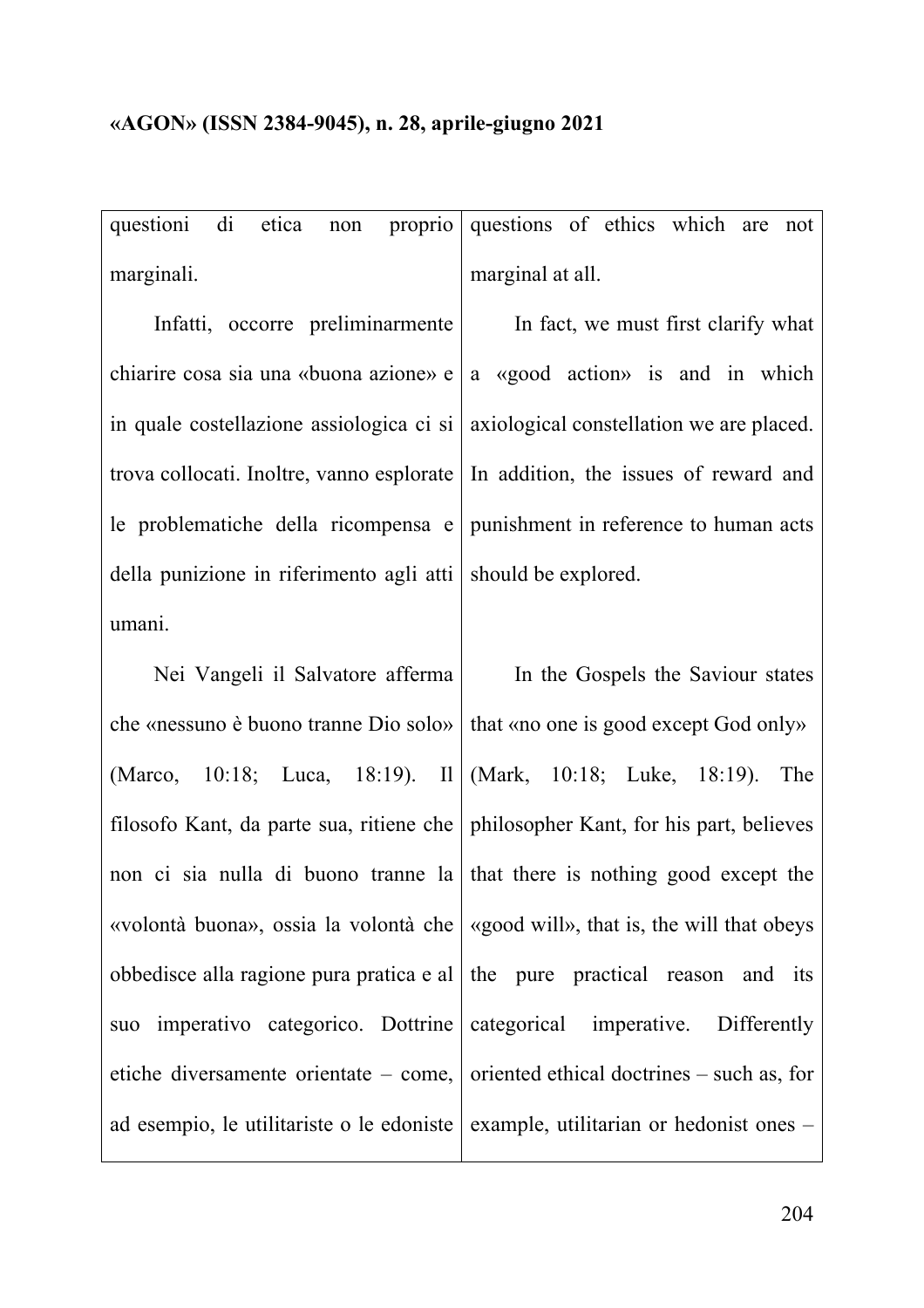| questioni di etica non proprio marginali. | questions of ethics which are not marginal at all. |
|---|---|
| Infatti, occorre preliminarmente chiarire cosa sia una «buona azione» e in quale costellazione assiologica ci si trova collocati. Inoltre, vanno esplorate le problematiche della ricompensa e della punizione in riferimento agli atti umani. | In fact, we must first clarify what a «good action» is and in which axiological constellation we are placed. In addition, the issues of reward and punishment in reference to human acts should be explored. |
| Nei Vangeli il Salvatore afferma che «nessuno è buono tranne Dio solo» (Marco, 10:18; Luca, 18:19). Il filosofo Kant, da parte sua, ritiene che non ci sia nulla di buono tranne la «volontà buona», ossia la volontà che obbedisce alla ragione pura pratica e al suo imperativo categorico. Dottrine etiche diversamente orientate – come, ad esempio, le utilitariste o le edoniste | In the Gospels the Saviour states that «no one is good except God only» (Mark, 10:18; Luke, 18:19). The philosopher Kant, for his part, believes that there is nothing good except the «good will», that is, the will that obeys the pure practical reason and its categorical imperative. Differently oriented ethical doctrines – such as, for example, utilitarian or hedonist ones – |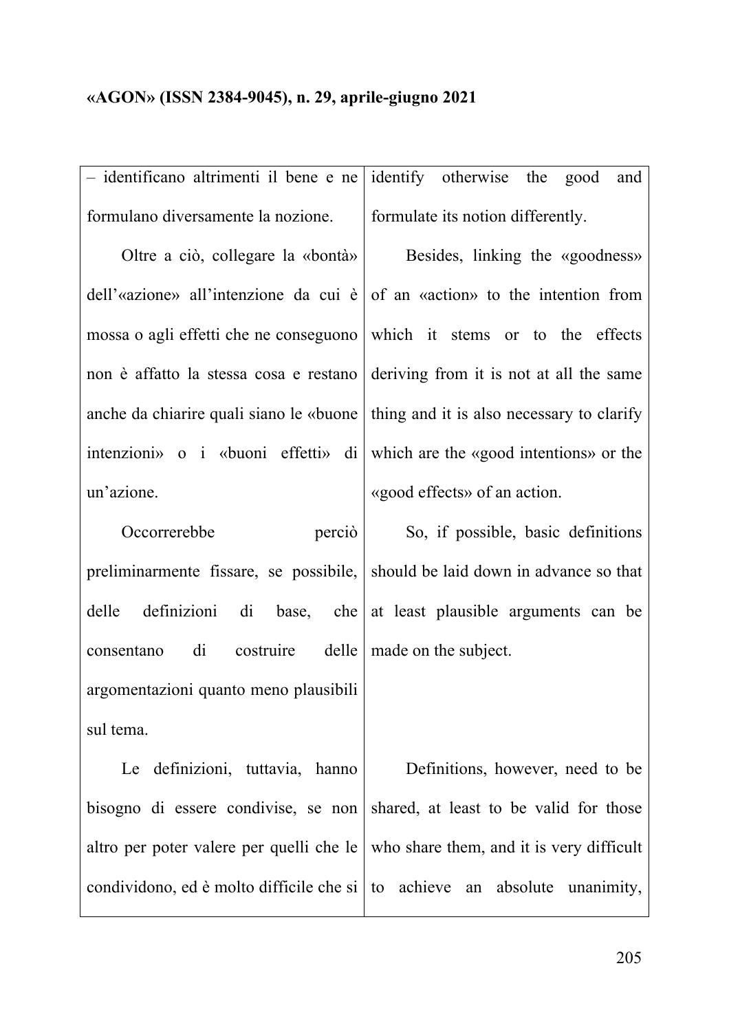| | |
|---|---|
| – identificano altrimenti il bene e ne formulano diversamente la nozione. | identify otherwise the good and formulate its notion differently. |
| Oltre a ciò, collegare la «bontà» dell'«azione» all'intenzione da cui è mossa o agli effetti che ne conseguono non è affatto la stessa cosa e restano anche da chiarire quali siano le «buone intenzioni» o i «buoni effetti» di un'azione. | Besides, linking the «goodness» of an «action» to the intention from which it stems or to the effects deriving from it is not at all the same thing and it is also necessary to clarify which are the «good intentions» or the «good effects» of an action. |
| Occorrerebbe perciò preliminarmente fissare, se possibile, delle definizioni di base, che consentano di costruire delle argomentazioni quanto meno plausibili sul tema. | So, if possible, basic definitions should be laid down in advance so that at least plausible arguments can be made on the subject. |
| Le definizioni, tuttavia, hanno bisogno di essere condivise, se non altro per poter valere per quelli che le condividono, ed è molto difficile che si | Definitions, however, need to be shared, at least to be valid for those who share them, and it is very difficult to achieve an absolute unanimity, |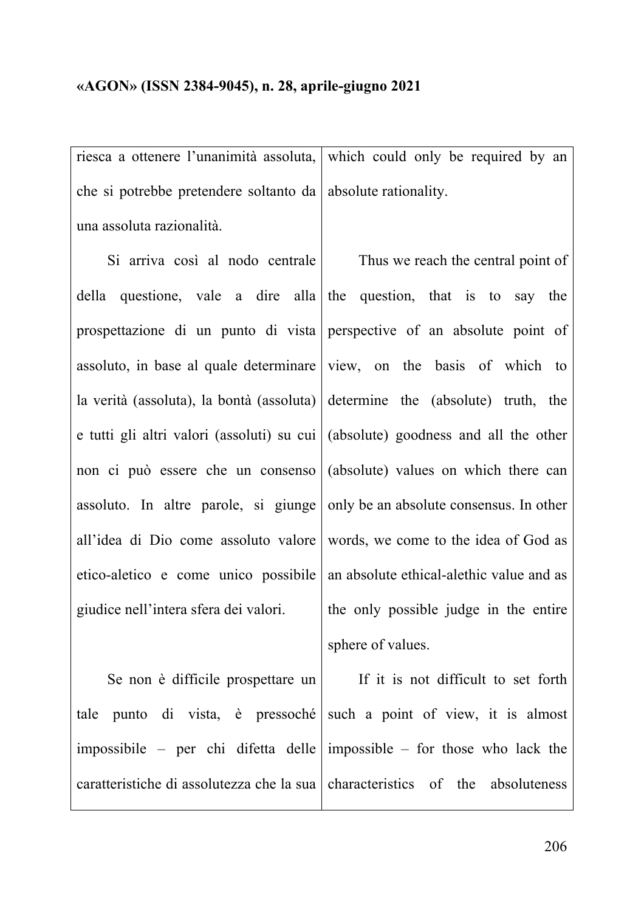| | |
|---|---|
| riesca a ottenere l'unanimità assoluta, che si potrebbe pretendere soltanto da una assoluta razionalità. | which could only be required by an absolute rationality. |
| Si arriva così al nodo centrale della questione, vale a dire alla prospettazione di un punto di vista assoluto, in base al quale determinare la verità (assoluta), la bontà (assoluta) e tutti gli altri valori (assoluti) su cui non ci può essere che un consenso assoluto. In altre parole, si giunge all'idea di Dio come assoluto valore etico-aletico e come unico possibile giudice nell'intera sfera dei valori. | Thus we reach the central point of the question, that is to say the perspective of an absolute point of view, on the basis of which to determine the (absolute) truth, the (absolute) goodness and all the other (absolute) values on which there can only be an absolute consensus. In other words, we come to the idea of God as an absolute ethical-alethic value and as the only possible judge in the entire sphere of values. |
| Se non è difficile prospettare un tale punto di vista, è pressoché impossibile – per chi difetta delle caratteristiche di assolutezza che la sua | If it is not difficult to set forth such a point of view, it is almost impossible – for those who lack the characteristics of the absoluteness |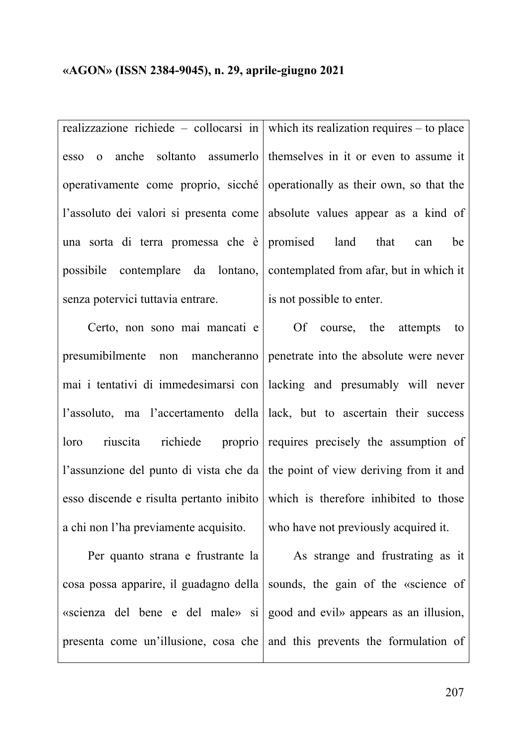| | |
|---|---|
| realizzazione richiede – collocarsi in esso o anche soltanto assumerlo operativamente come proprio, sicché l'assoluto dei valori si presenta come una sorta di terra promessa che è possibile contemplare da lontano, senza potervici tuttavia entrare. | which its realization requires – to place themselves in it or even to assume it operationally as their own, so that the absolute values appear as a kind of promised land that can be contemplated from afar, but in which it is not possible to enter. |
| Certo, non sono mai mancati e presumibilmente non mancheranno mai i tentativi di immedesimarsi con l'assoluto, ma l'accertamento della loro riuscita richiede proprio l'assunzione del punto di vista che da esso discende e risulta pertanto inibito a chi non l'ha previamente acquisito. | Of course, the attempts to penetrate into the absolute were never lacking and presumably will never lack, but to ascertain their success requires precisely the assumption of the point of view deriving from it and which is therefore inhibited to those who have not previously acquired it. |
| Per quanto strana e frustrante la cosa possa apparire, il guadagno della «scienza del bene e del male» si presenta come un'illusione, cosa che | As strange and frustrating as it sounds, the gain of the «science of good and evil» appears as an illusion, and this prevents the formulation of |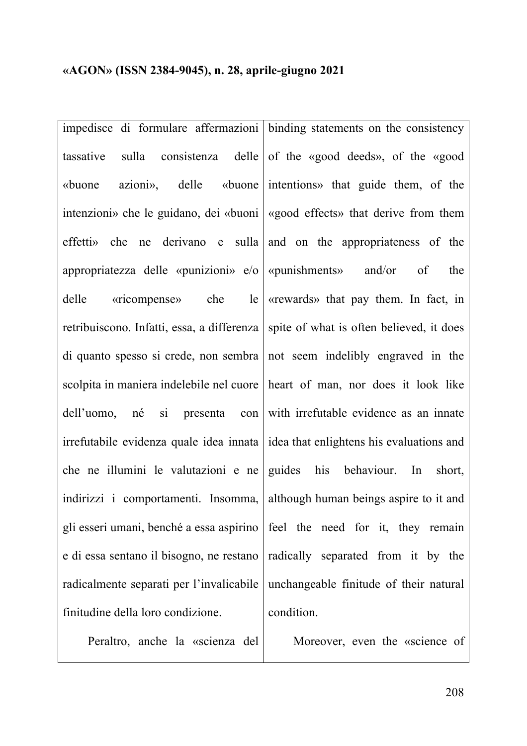| | |
|---|---|
| impedisce di formulare affermazioni tassative sulla consistenza delle «buone azioni», delle «buone intenzioni» che le guidano, dei «buoni effetti» che ne derivano e sulla appropriatezza delle «punizioni» e/o delle «ricompense» che le retribuiscono. Infatti, essa, a differenza di quanto spesso si crede, non sembra scolpita in maniera indelebile nel cuore dell'uomo, né si presenta con irrefutabile evidenza quale idea innata che ne illumini le valutazioni e ne indirizzi i comportamenti. Insomma, gli esseri umani, benché a essa aspirino e di essa sentano il bisogno, ne restano radicalmente separati per l'invalicabile finitudine della loro condizione. | binding statements on the consistency of the «good deeds», of the «good intentions» that guide them, of the «good effects» that derive from them and on the appropriateness of the «punishments» and/or of the «rewards» that pay them. In fact, in spite of what is often believed, it does not seem indelibly engraved in the heart of man, nor does it look like with irrefutable evidence as an innate idea that enlightens his evaluations and guides his behaviour. In short, although human beings aspire to it and feel the need for it, they remain radically separated from it by the unchangeable finitude of their natural condition. |
| Peraltro, anche la «scienza del | Moreover, even the «science of |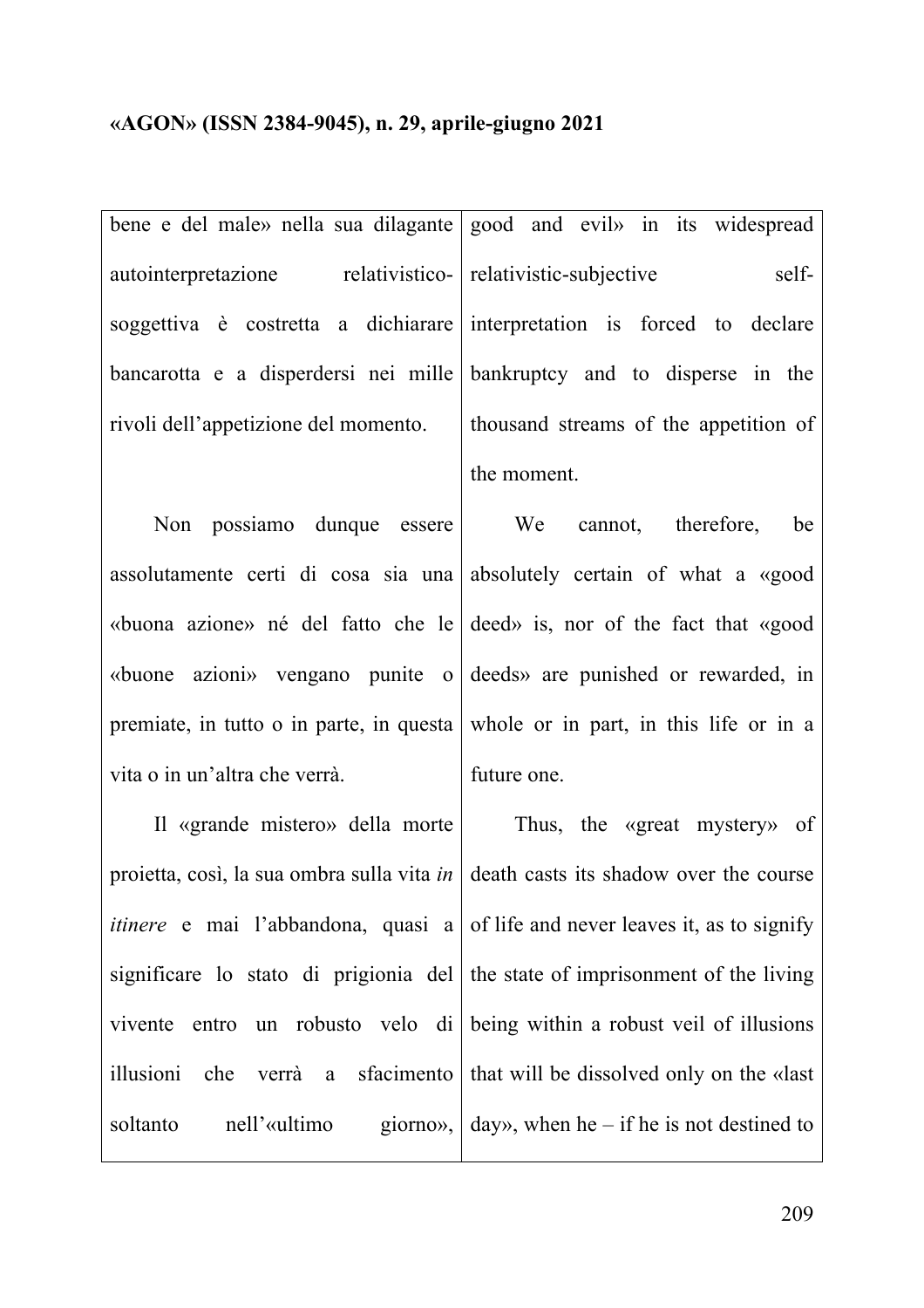| | |
|---|---|
| bene e del male» nella sua dilagante autointerpretazione relativistico-soggettiva è costretta a dichiarare bancarotta e a disperdersi nei mille rivoli dell'appetizione del momento. | good and evil» in its widespread relativistic-subjective self-interpretation is forced to declare bankruptcy and to disperse in the thousand streams of the appetition of the moment. |
| Non possiamo dunque essere assolutamente certi di cosa sia una «buona azione» né del fatto che le «buone azioni» vengano punite o premiate, in tutto o in parte, in questa vita o in un'altra che verrà. | We cannot, therefore, be absolutely certain of what a «good deed» is, nor of the fact that «good deeds» are punished or rewarded, in whole or in part, in this life or in a future one. |
| Il «grande mistero» della morte proietta, così, la sua ombra sulla vita *in itinere* e mai l'abbandona, quasi a significare lo stato di prigionia del vivente entro un robusto velo di illusioni che verrà a sfacimento soltanto nell'«ultimo giorno», | Thus, the «great mystery» of death casts its shadow over the course of life and never leaves it, as to signify the state of imprisonment of the living being within a robust veil of illusions that will be dissolved only on the «last day», when he – if he is not destined to |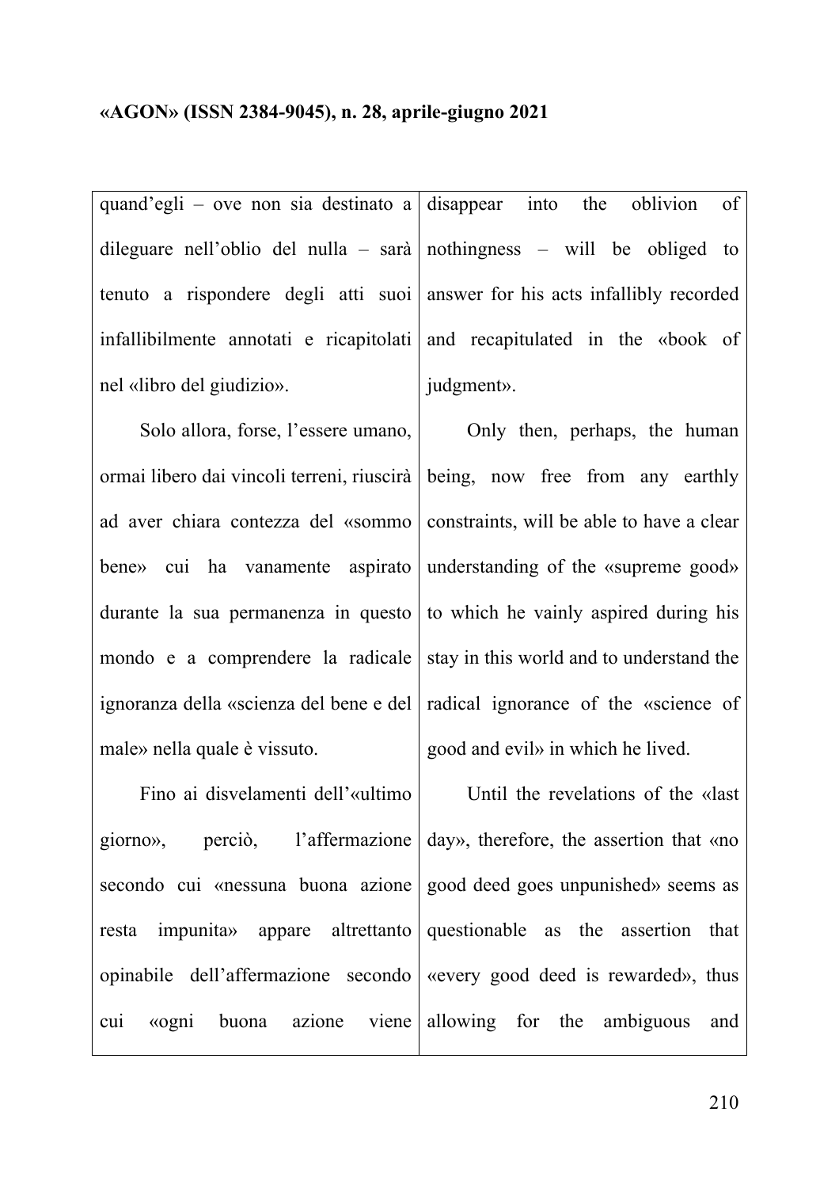| | |
|---|---|
| quand'egli – ove non sia destinato a dileguare nell'oblio del nulla – sarà tenuto a rispondere degli atti suoi infallibilmente annotati e ricapitolati nel «libro del giudizio». | disappear into the oblivion of nothingness – will be obliged to answer for his acts infallibly recorded and recapitulated in the «book of judgment». |
| Solo allora, forse, l'essere umano, ormai libero dai vincoli terreni, riuscirà ad aver chiara contezza del «sommo bene» cui ha vanamente aspirato durante la sua permanenza in questo mondo e a comprendere la radicale ignoranza della «scienza del bene e del male» nella quale è vissuto. | Only then, perhaps, the human being, now free from any earthly constraints, will be able to have a clear understanding of the «supreme good» to which he vainly aspired during his stay in this world and to understand the radical ignorance of the «science of good and evil» in which he lived. |
| Fino ai disvelamenti dell'«ultimo giorno», perciò, l'affermazione secondo cui «nessuna buona azione resta impunita» appare altrettanto opinabile dell'affermazione secondo cui «ogni buona azione viene | Until the revelations of the «last day», therefore, the assertion that «no good deed goes unpunished» seems as questionable as the assertion that «every good deed is rewarded», thus allowing for the ambiguous and |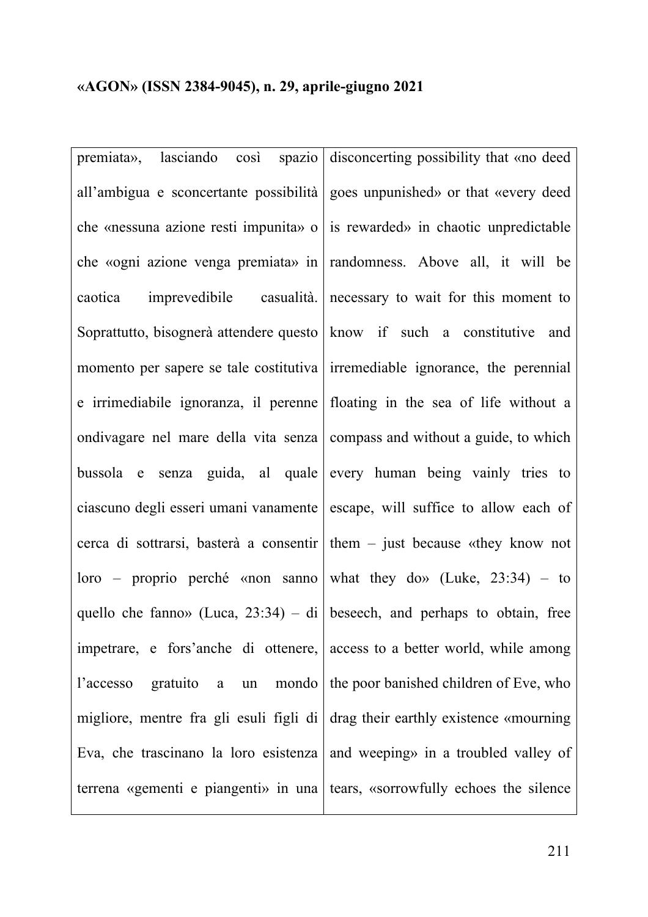| premiata», lasciando così spazio all'ambigua e sconcertante possibilità che «nessuna azione resti impunita» o che «ogni azione venga premiata» in caotica imprevedibile casualità. Soprattutto, bisognerà attendere questo momento per sapere se tale costitutiva e irrimediabile ignoranza, il perenne ondivagare nel mare della vita senza bussola e senza guida, al quale ciascuno degli esseri umani vanamente cerca di sottrarsi, basterà a consentir loro – proprio perché «non sanno quello che fanno» (Luca, 23:34) – di impetrare, e fors'anche di ottenere, l'accesso gratuito a un mondo migliore, mentre fra gli esuli figli di Eva, che trascinano la loro esistenza terrena «gementi e piangenti» in una | disconcerting possibility that «no deed goes unpunished» or that «every deed is rewarded» in chaotic unpredictable randomness. Above all, it will be necessary to wait for this moment to know if such a constitutive and irremediable ignorance, the perennial floating in the sea of life without a compass and without a guide, to which every human being vainly tries to escape, will suffice to allow each of them – just because «they know not what they do» (Luke, 23:34) – to beseech, and perhaps to obtain, free access to a better world, while among the poor banished children of Eve, who drag their earthly existence «mourning and weeping» in a troubled valley of tears, «sorrowfully echoes the silence |
|---|---|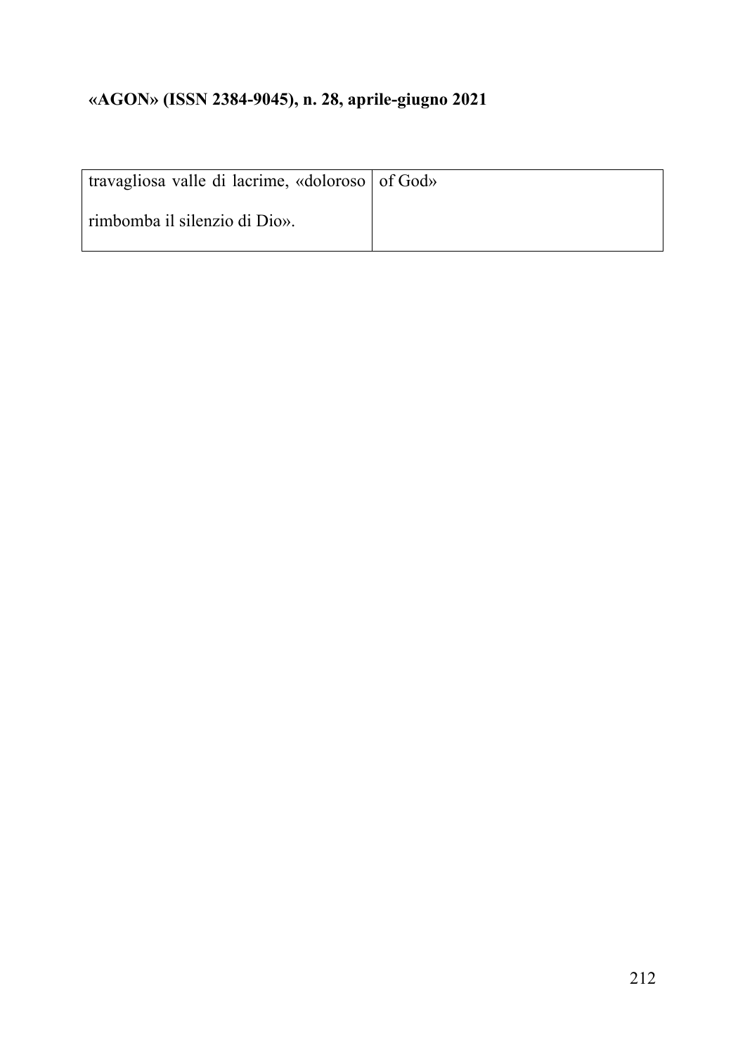| | |
|---|---|
| travagliosa valle di lacrime, «doloroso rimbomba il silenzio di Dio». | of God» |